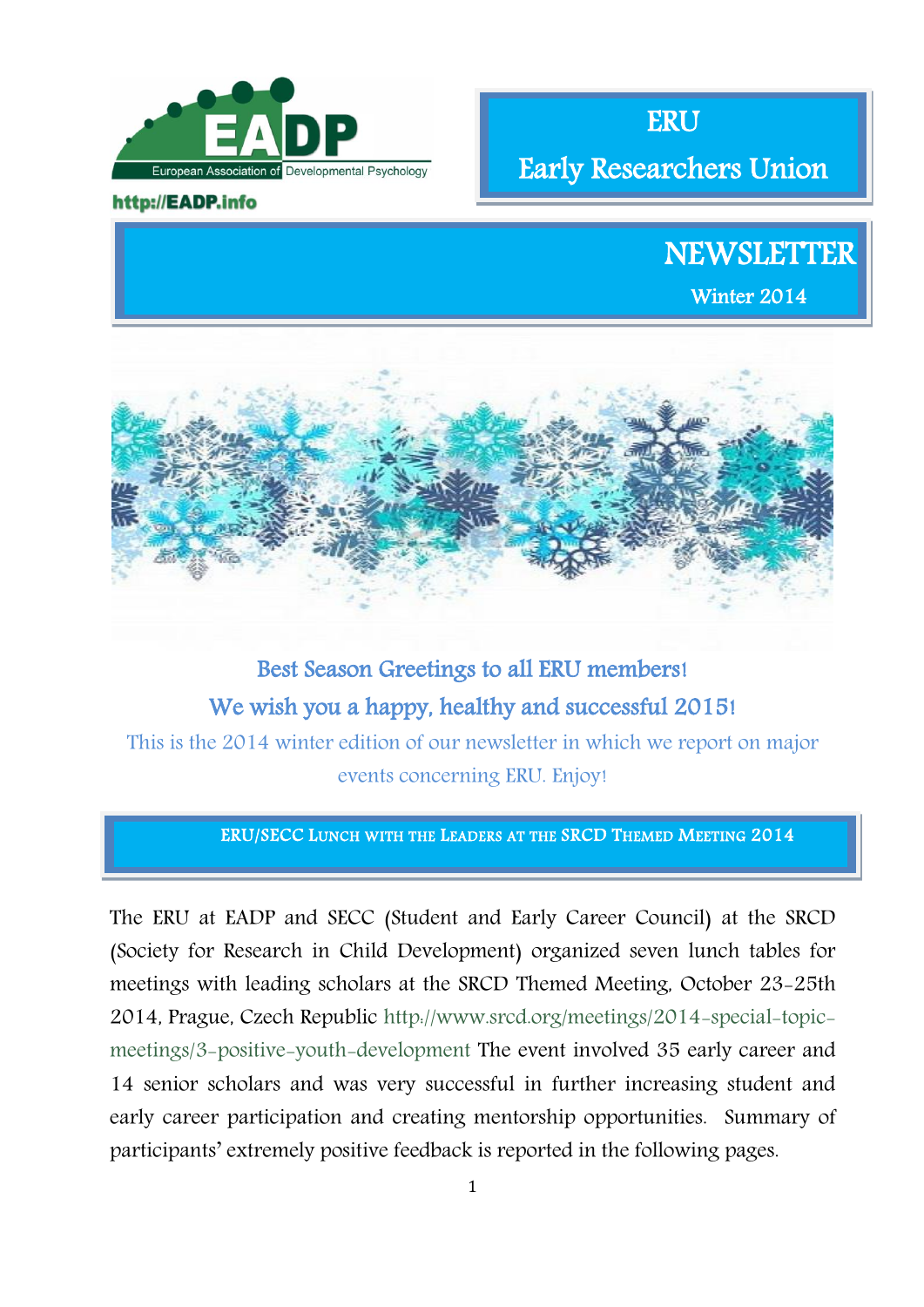EADP

European Association of Developmental Psychology

http://EADP.info

# ERU
# Early Researchers Union

# NEWSLETTER

Winter 2014

**Best Season Greetings to all ERU members!**

**We wish you a happy, healthy and successful 2015!**

This is the 2014 winter edition of our newsletter in which we report on major events concerning ERU. Enjoy!

## ERU/SECC Lunch with the Leaders at the SRCD Themed Meeting 2014

The ERU at EADP and SECC (Student and Early Career Council) at the SRCD (Society for Research in Child Development) organized seven lunch tables for meetings with leading scholars at the SRCD Themed Meeting, October 23-25th 2014, Prague, Czech Republic http://www.srcd.org/meetings/2014-special-topic-meetings/3-positive-youth-development The event involved 35 early career and 14 senior scholars and was very successful in further increasing student and early career participation and creating mentorship opportunities. Summary of participants' extremely positive feedback is reported in the following pages.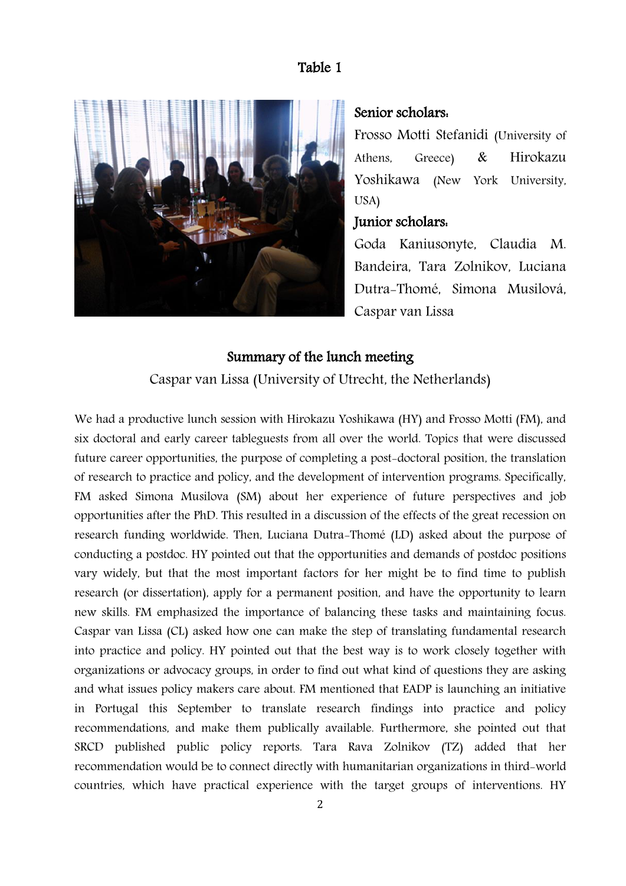# Table 1

**Senior scholars:**

Frosso Motti Stefanidi (University of Athens, Greece) & Hirokazu Yoshikawa (New York University, USA)

**Junior scholars:**

Goda Kaniusonyte, Claudia M. Bandeira, Tara Zolnikov, Luciana Dutra-Thomé, Simona Musilová, Caspar van Lissa

## Summary of the lunch meeting

Caspar van Lissa (University of Utrecht, the Netherlands)

We had a productive lunch session with Hirokazu Yoshikawa (HY) and Frosso Motti (FM), and six doctoral and early career tableguests from all over the world. Topics that were discussed future career opportunities, the purpose of completing a post-doctoral position, the translation of research to practice and policy, and the development of intervention programs. Specifically, FM asked Simona Musilova (SM) about her experience of future perspectives and job opportunities after the PhD. This resulted in a discussion of the effects of the great recession on research funding worldwide. Then, Luciana Dutra-Thomé (LD) asked about the purpose of conducting a postdoc. HY pointed out that the opportunities and demands of postdoc positions vary widely, but that the most important factors for her might be to find time to publish research (or dissertation), apply for a permanent position, and have the opportunity to learn new skills. FM emphasized the importance of balancing these tasks and maintaining focus. Caspar van Lissa (CL) asked how one can make the step of translating fundamental research into practice and policy. HY pointed out that the best way is to work closely together with organizations or advocacy groups, in order to find out what kind of questions they are asking and what issues policy makers care about. FM mentioned that EADP is launching an initiative in Portugal this September to translate research findings into practice and policy recommendations, and make them publically available. Furthermore, she pointed out that SRCD published public policy reports. Tara Rava Zolnikov (TZ) added that her recommendation would be to connect directly with humanitarian organizations in third-world countries, which have practical experience with the target groups of interventions. HY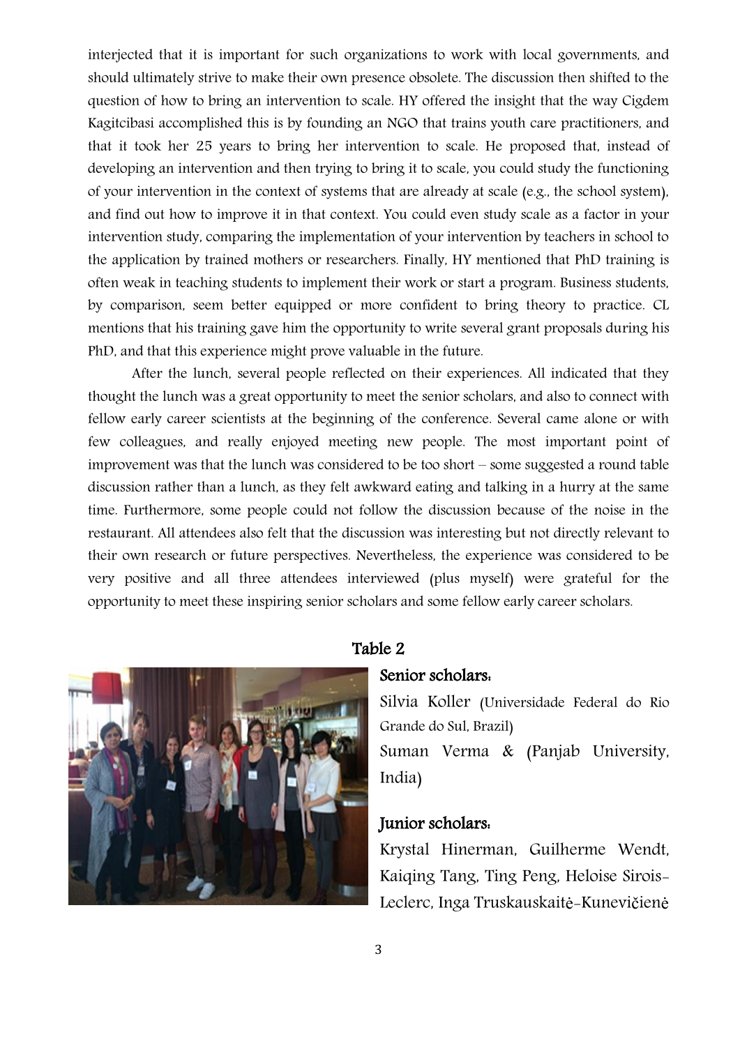interjected that it is important for such organizations to work with local governments, and should ultimately strive to make their own presence obsolete. The discussion then shifted to the question of how to bring an intervention to scale. HY offered the insight that the way Cigdem Kagitcibasi accomplished this is by founding an NGO that trains youth care practitioners, and that it took her 25 years to bring her intervention to scale. He proposed that, instead of developing an intervention and then trying to bring it to scale, you could study the functioning of your intervention in the context of systems that are already at scale (e.g., the school system), and find out how to improve it in that context. You could even study scale as a factor in your intervention study, comparing the implementation of your intervention by teachers in school to the application by trained mothers or researchers. Finally, HY mentioned that PhD training is often weak in teaching students to implement their work or start a program. Business students, by comparison, seem better equipped or more confident to bring theory to practice. CL mentions that his training gave him the opportunity to write several grant proposals during his PhD, and that this experience might prove valuable in the future.

After the lunch, several people reflected on their experiences. All indicated that they thought the lunch was a great opportunity to meet the senior scholars, and also to connect with fellow early career scientists at the beginning of the conference. Several came alone or with few colleagues, and really enjoyed meeting new people. The most important point of improvement was that the lunch was considered to be too short – some suggested a round table discussion rather than a lunch, as they felt awkward eating and talking in a hurry at the same time. Furthermore, some people could not follow the discussion because of the noise in the restaurant. All attendees also felt that the discussion was interesting but not directly relevant to their own research or future perspectives. Nevertheless, the experience was considered to be very positive and all three attendees interviewed (plus myself) were grateful for the opportunity to meet these inspiring senior scholars and some fellow early career scholars.

## Table 2

**Senior scholars:**

Silvia Koller (Universidade Federal do Rio Grande do Sul, Brazil)

Suman Verma & (Panjab University, India)

**Junior scholars:**

Krystal Hinerman, Guilherme Wendt, Kaiqing Tang, Ting Peng, Heloise Sirois-Leclerc, Inga Truskauskaitė-Kunevičienė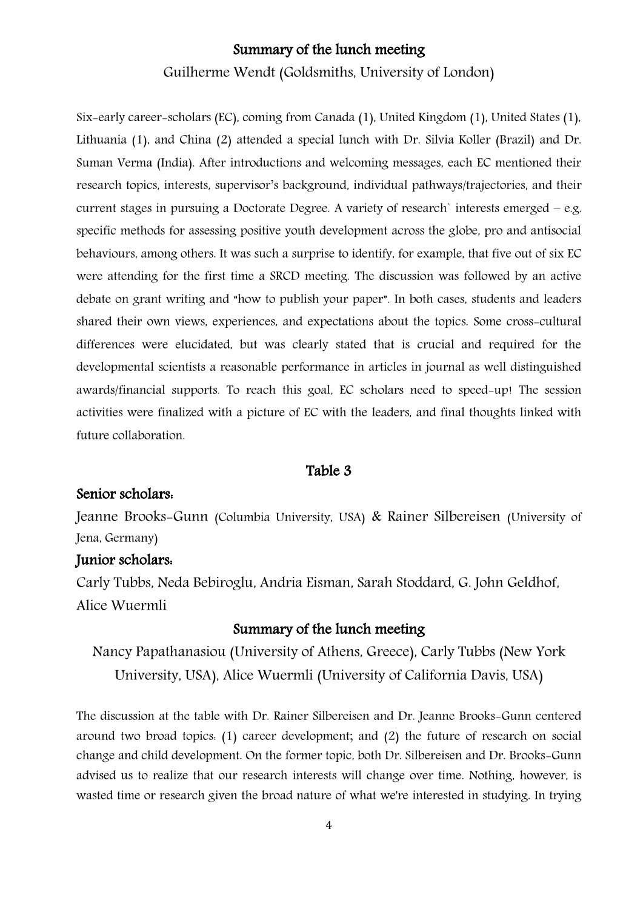## Summary of the lunch meeting

Guilherme Wendt (Goldsmiths, University of London)

Six-early career-scholars (EC), coming from Canada (1), United Kingdom (1), United States (1), Lithuania (1), and China (2) attended a special lunch with Dr. Silvia Koller (Brazil) and Dr. Suman Verma (India). After introductions and welcoming messages, each EC mentioned their research topics, interests, supervisor's background, individual pathways/trajectories, and their current stages in pursuing a Doctorate Degree. A variety of research` interests emerged – e.g. specific methods for assessing positive youth development across the globe, pro and antisocial behaviours, among others. It was such a surprise to identify, for example, that five out of six EC were attending for the first time a SRCD meeting. The discussion was followed by an active debate on grant writing and "how to publish your paper". In both cases, students and leaders shared their own views, experiences, and expectations about the topics. Some cross-cultural differences were elucidated, but was clearly stated that is crucial and required for the developmental scientists a reasonable performance in articles in journal as well distinguished awards/financial supports. To reach this goal, EC scholars need to speed-up! The session activities were finalized with a picture of EC with the leaders, and final thoughts linked with future collaboration.

## Table 3

**Senior scholars:**

Jeanne Brooks-Gunn (Columbia University, USA) & Rainer Silbereisen (University of Jena, Germany)

**Junior scholars:**

Carly Tubbs, Neda Bebiroglu, Andria Eisman, Sarah Stoddard, G. John Geldhof, Alice Wuermli

## Summary of the lunch meeting

Nancy Papathanasiou (University of Athens, Greece), Carly Tubbs (New York University, USA), Alice Wuermli (University of California Davis, USA)

The discussion at the table with Dr. Rainer Silbereisen and Dr. Jeanne Brooks-Gunn centered around two broad topics: (1) career development; and (2) the future of research on social change and child development. On the former topic, both Dr. Silbereisen and Dr. Brooks-Gunn advised us to realize that our research interests will change over time. Nothing, however, is wasted time or research given the broad nature of what we're interested in studying. In trying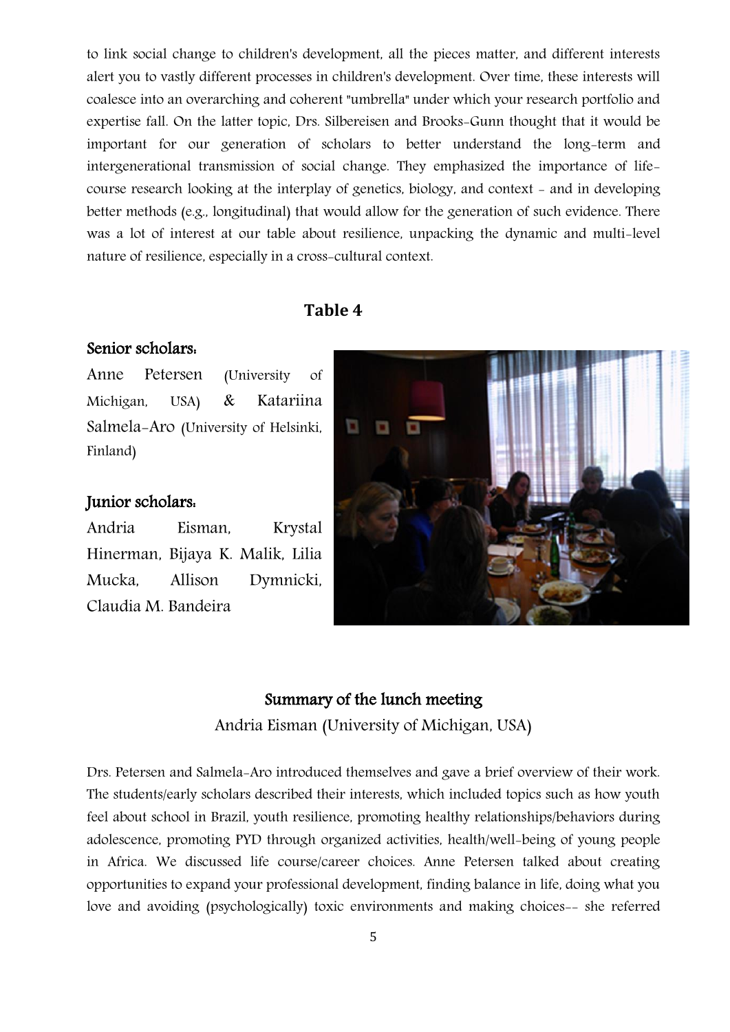to link social change to children's development, all the pieces matter, and different interests alert you to vastly different processes in children's development. Over time, these interests will coalesce into an overarching and coherent "umbrella" under which your research portfolio and expertise fall. On the latter topic, Drs. Silbereisen and Brooks-Gunn thought that it would be important for our generation of scholars to better understand the long-term and intergenerational transmission of social change. They emphasized the importance of life-course research looking at the interplay of genetics, biology, and context - and in developing better methods (e.g., longitudinal) that would allow for the generation of such evidence. There was a lot of interest at our table about resilience, unpacking the dynamic and multi-level nature of resilience, especially in a cross-cultural context.

## Table 4

**Senior scholars:**

Anne Petersen (University of Michigan, USA) & Katariina Salmela-Aro (University of Helsinki, Finland)

**Junior scholars:**

Andria Eisman, Krystal Hinerman, Bijaya K. Malik, Lilia Mucka, Allison Dymnicki, Claudia M. Bandeira

### Summary of the lunch meeting

Andria Eisman (University of Michigan, USA)

Drs. Petersen and Salmela-Aro introduced themselves and gave a brief overview of their work. The students/early scholars described their interests, which included topics such as how youth feel about school in Brazil, youth resilience, promoting healthy relationships/behaviors during adolescence, promoting PYD through organized activities, health/well-being of young people in Africa. We discussed life course/career choices. Anne Petersen talked about creating opportunities to expand your professional development, finding balance in life, doing what you love and avoiding (psychologically) toxic environments and making choices-- she referred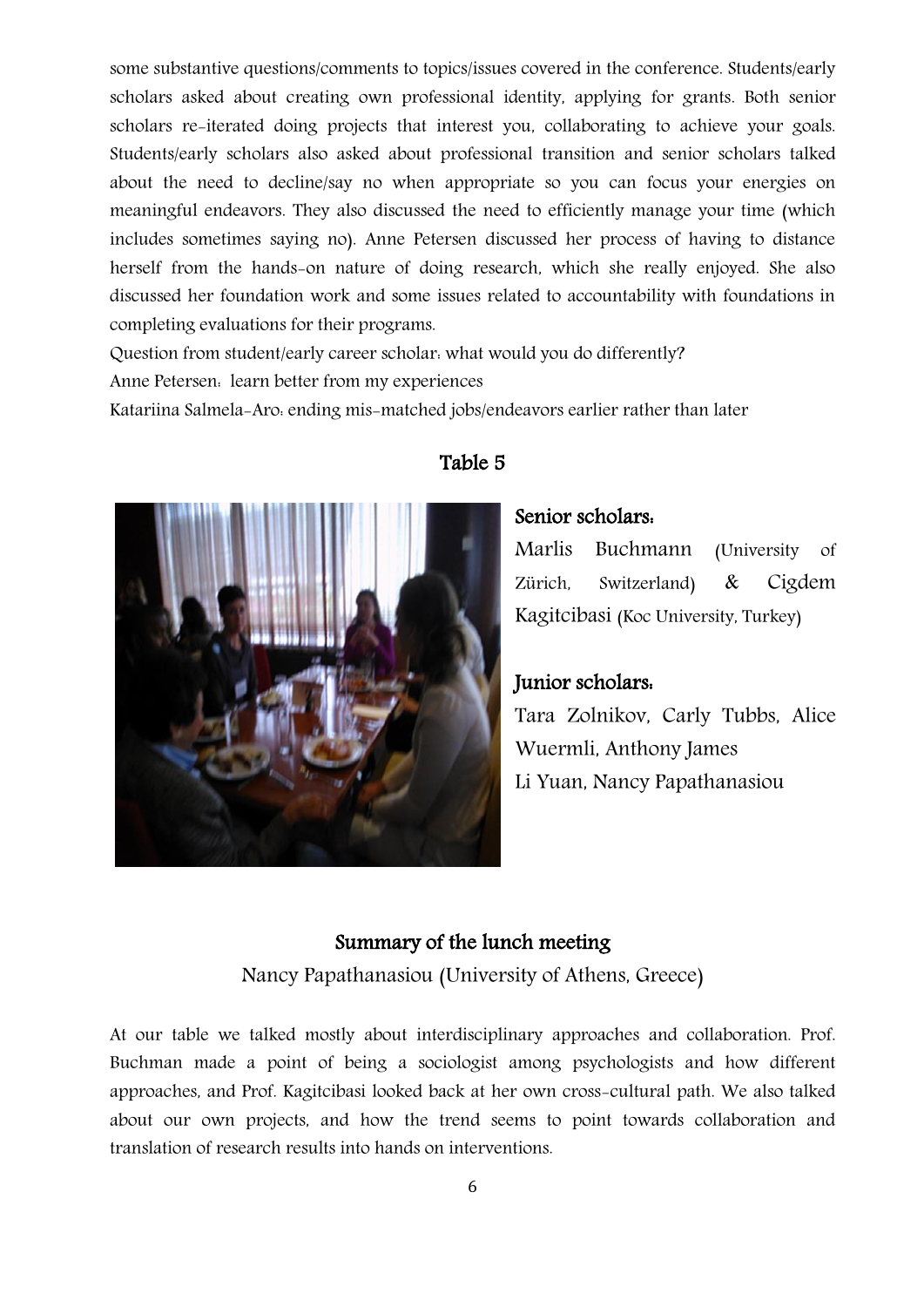some substantive questions/comments to topics/issues covered in the conference. Students/early scholars asked about creating own professional identity, applying for grants. Both senior scholars re-iterated doing projects that interest you, collaborating to achieve your goals. Students/early scholars also asked about professional transition and senior scholars talked about the need to decline/say no when appropriate so you can focus your energies on meaningful endeavors. They also discussed the need to efficiently manage your time (which includes sometimes saying no). Anne Petersen discussed her process of having to distance herself from the hands-on nature of doing research, which she really enjoyed. She also discussed her foundation work and some issues related to accountability with foundations in completing evaluations for their programs.

Question from student/early career scholar: what would you do differently?

Anne Petersen: learn better from my experiences

Katariina Salmela-Aro: ending mis-matched jobs/endeavors earlier rather than later

## Table 5

**Senior scholars:**

Marlis Buchmann (University of Zürich, Switzerland) & Cigdem Kagitcibasi (Koc University, Turkey)

**Junior scholars:**

Tara Zolnikov, Carly Tubbs, Alice Wuermli, Anthony James
Li Yuan, Nancy Papathanasiou

### Summary of the lunch meeting

Nancy Papathanasiou (University of Athens, Greece)

At our table we talked mostly about interdisciplinary approaches and collaboration. Prof. Buchman made a point of being a sociologist among psychologists and how different approaches, and Prof. Kagitcibasi looked back at her own cross-cultural path. We also talked about our own projects, and how the trend seems to point towards collaboration and translation of research results into hands on interventions.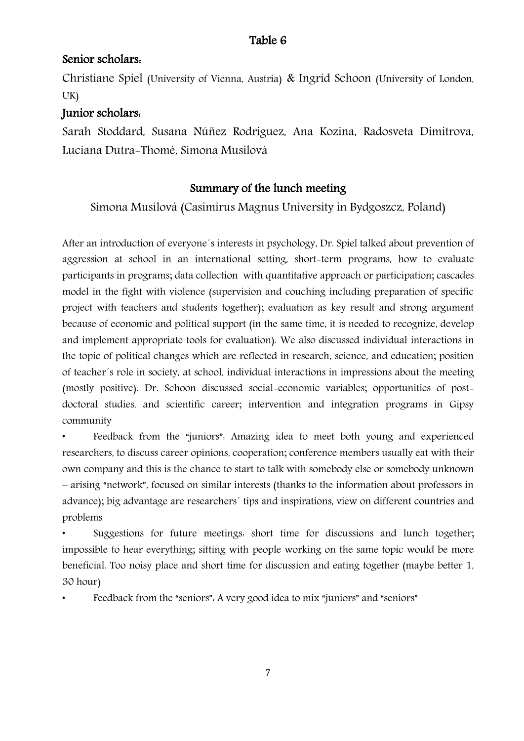## Table 6

### Senior scholars:

Christiane Spiel (University of Vienna, Austria) & Ingrid Schoon (University of London, UK)

### Junior scholars:

Sarah Stoddard, Susana Núñez Rodriguez, Ana Kozina, Radosveta Dimitrova, Luciana Dutra-Thomé, Simona Musilová

### Summary of the lunch meeting

Simona Musilová (Casimirus Magnus University in Bydgoszcz, Poland)

After an introduction of everyone´s interests in psychology, Dr. Spiel talked about prevention of aggression at school in an international setting, short-term programs, how to evaluate participants in programs; data collection with quantitative approach or participation; cascades model in the fight with violence (supervision and couching including preparation of specific project with teachers and students together); evaluation as key result and strong argument because of economic and political support (in the same time, it is needed to recognize, develop and implement appropriate tools for evaluation). We also discussed individual interactions in the topic of political changes which are reflected in research, science, and education; position of teacher´s role in society, at school, individual interactions in impressions about the meeting (mostly positive). Dr. Schoon discussed social-economic variables; opportunities of post-doctoral studies, and scientific career; intervention and integration programs in Gipsy community

- Feedback from the "juniors": Amazing idea to meet both young and experienced researchers, to discuss career opinions, cooperation; conference members usually eat with their own company and this is the chance to start to talk with somebody else or somebody unknown – arising "network", focused on similar interests (thanks to the information about professors in advance); big advantage are researchers´ tips and inspirations, view on different countries and problems
- Suggestions for future meetings: short time for discussions and lunch together; impossible to hear everything; sitting with people working on the same topic would be more beneficial. Too noisy place and short time for discussion and eating together (maybe better 1, 30 hour)
- Feedback from the "seniors": A very good idea to mix "juniors" and "seniors"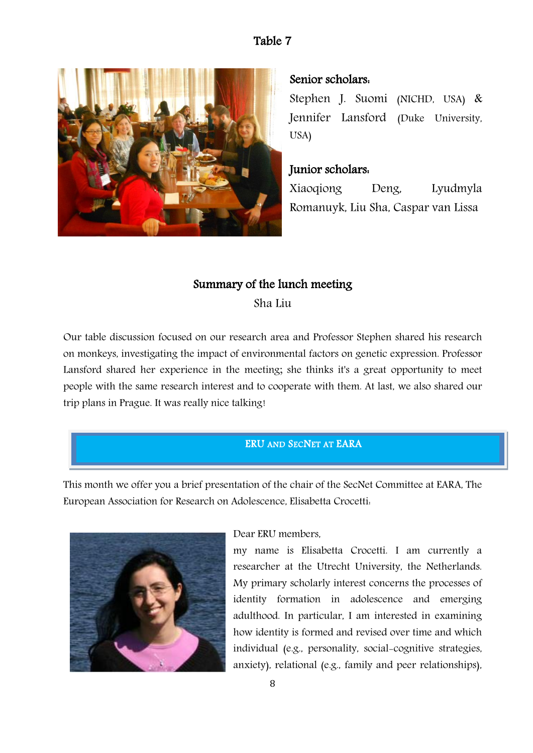## Table 7

**Senior scholars:**

Stephen J. Suomi (NICHD, USA) & Jennifer Lansford (Duke University, USA)

**Junior scholars:**

Xiaoqiong Deng, Lyudmyla Romanuyk, Liu Sha, Caspar van Lissa

### Summary of the lunch meeting

Sha Liu

Our table discussion focused on our research area and Professor Stephen shared his research on monkeys, investigating the impact of environmental factors on genetic expression. Professor Lansford shared her experience in the meeting; she thinks it's a great opportunity to meet people with the same research interest and to cooperate with them. At last, we also shared our trip plans in Prague. It was really nice talking!

## ERU and SecNet at EARA

This month we offer you a brief presentation of the chair of the SecNet Committee at EARA, The European Association for Research on Adolescence, Elisabetta Crocetti:

Dear ERU members,

my name is Elisabetta Crocetti. I am currently a researcher at the Utrecht University, the Netherlands. My primary scholarly interest concerns the processes of identity formation in adolescence and emerging adulthood. In particular, I am interested in examining how identity is formed and revised over time and which individual (e.g., personality, social-cognitive strategies, anxiety), relational (e.g., family and peer relationships),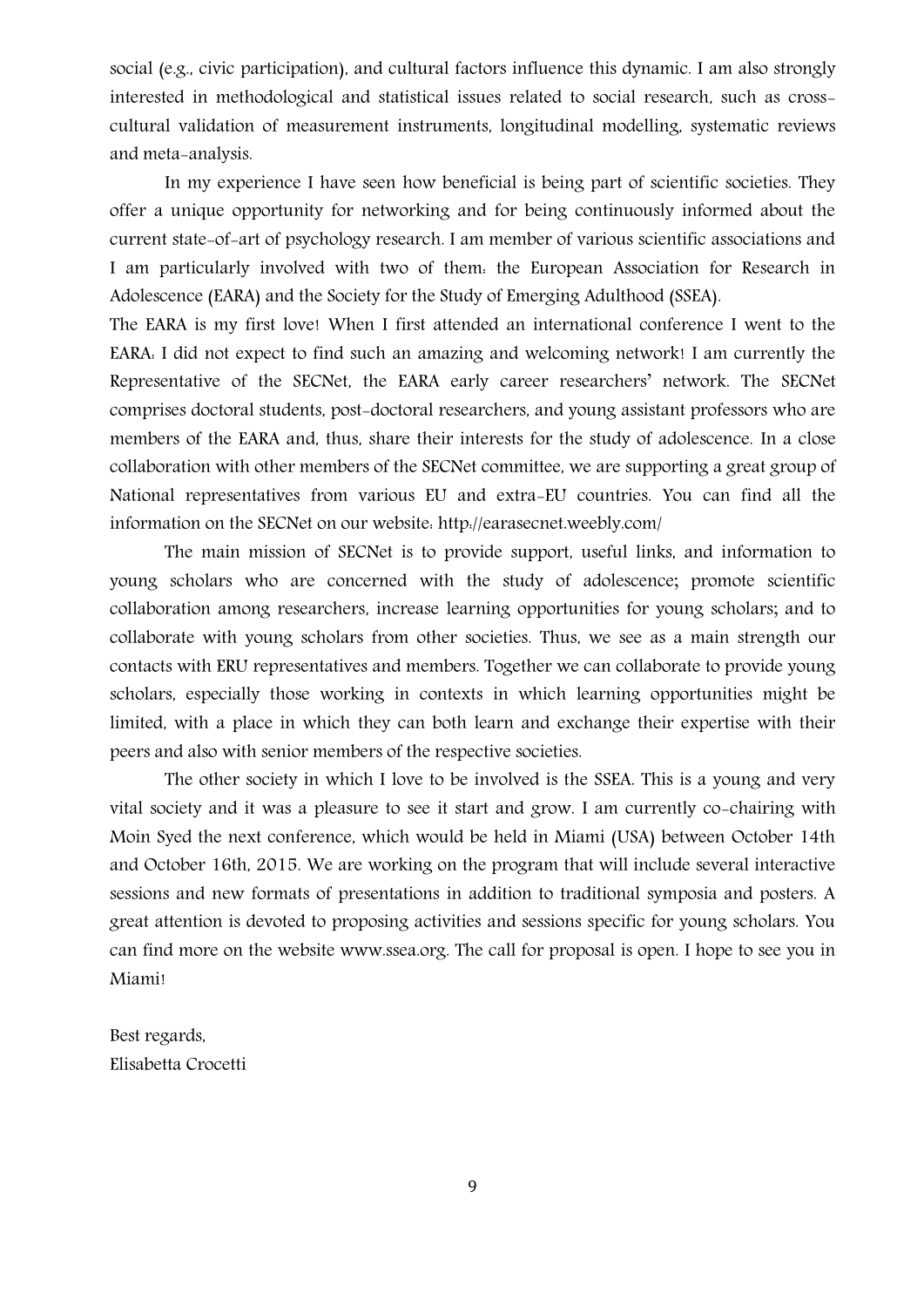social (e.g., civic participation), and cultural factors influence this dynamic. I am also strongly interested in methodological and statistical issues related to social research, such as cross-cultural validation of measurement instruments, longitudinal modelling, systematic reviews and meta-analysis.

In my experience I have seen how beneficial is being part of scientific societies. They offer a unique opportunity for networking and for being continuously informed about the current state-of-art of psychology research. I am member of various scientific associations and I am particularly involved with two of them: the European Association for Research in Adolescence (EARA) and the Society for the Study of Emerging Adulthood (SSEA).

The EARA is my first love! When I first attended an international conference I went to the EARA: I did not expect to find such an amazing and welcoming network! I am currently the Representative of the SECNet, the EARA early career researchers' network. The SECNet comprises doctoral students, post-doctoral researchers, and young assistant professors who are members of the EARA and, thus, share their interests for the study of adolescence. In a close collaboration with other members of the SECNet committee, we are supporting a great group of National representatives from various EU and extra-EU countries. You can find all the information on the SECNet on our website: http://earasecnet.weebly.com/

The main mission of SECNet is to provide support, useful links, and information to young scholars who are concerned with the study of adolescence; promote scientific collaboration among researchers, increase learning opportunities for young scholars; and to collaborate with young scholars from other societies. Thus, we see as a main strength our contacts with ERU representatives and members. Together we can collaborate to provide young scholars, especially those working in contexts in which learning opportunities might be limited, with a place in which they can both learn and exchange their expertise with their peers and also with senior members of the respective societies.

The other society in which I love to be involved is the SSEA. This is a young and very vital society and it was a pleasure to see it start and grow. I am currently co-chairing with Moin Syed the next conference, which would be held in Miami (USA) between October 14th and October 16th, 2015. We are working on the program that will include several interactive sessions and new formats of presentations in addition to traditional symposia and posters. A great attention is devoted to proposing activities and sessions specific for young scholars. You can find more on the website www.ssea.org. The call for proposal is open. I hope to see you in Miami!

Best regards,
Elisabetta Crocetti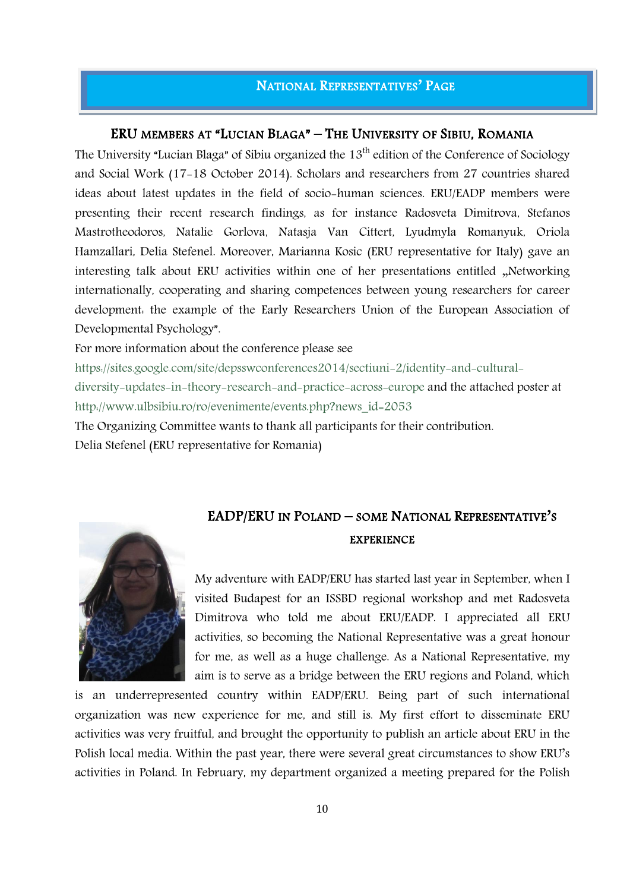## National Representatives' Page

### ERU members at "Lucian Blaga" – The University of Sibiu, Romania

The University "Lucian Blaga" of Sibiu organized the 13th edition of the Conference of Sociology and Social Work (17-18 October 2014). Scholars and researchers from 27 countries shared ideas about latest updates in the field of socio-human sciences. ERU/EADP members were presenting their recent research findings, as for instance Radosveta Dimitrova, Stefanos Mastrotheodoros, Natalie Gorlova, Natasja Van Cittert, Lyudmyla Romanyuk, Oriola Hamzallari, Delia Stefenel. Moreover, Marianna Kosic (ERU representative for Italy) gave an interesting talk about ERU activities within one of her presentations entitled „Networking internationally, cooperating and sharing competences between young researchers for career development: the example of the Early Researchers Union of the European Association of Developmental Psychology".

For more information about the conference please see https://sites.google.com/site/depsswconferences2014/sectiuni-2/identity-and-cultural-diversity-updates-in-theory-research-and-practice-across-europe and the attached poster at http://www.ulbsibiu.ro/ro/evenimente/events.php?news_id=2053

The Organizing Committee wants to thank all participants for their contribution.

Delia Stefenel (ERU representative for Romania)

### EADP/ERU in Poland – some National Representative's experience

My adventure with EADP/ERU has started last year in September, when I visited Budapest for an ISSBD regional workshop and met Radosveta Dimitrova who told me about ERU/EADP. I appreciated all ERU activities, so becoming the National Representative was a great honour for me, as well as a huge challenge. As a National Representative, my aim is to serve as a bridge between the ERU regions and Poland, which is an underrepresented country within EADP/ERU. Being part of such international organization was new experience for me, and still is. My first effort to disseminate ERU activities was very fruitful, and brought the opportunity to publish an article about ERU in the Polish local media. Within the past year, there were several great circumstances to show ERU's activities in Poland. In February, my department organized a meeting prepared for the Polish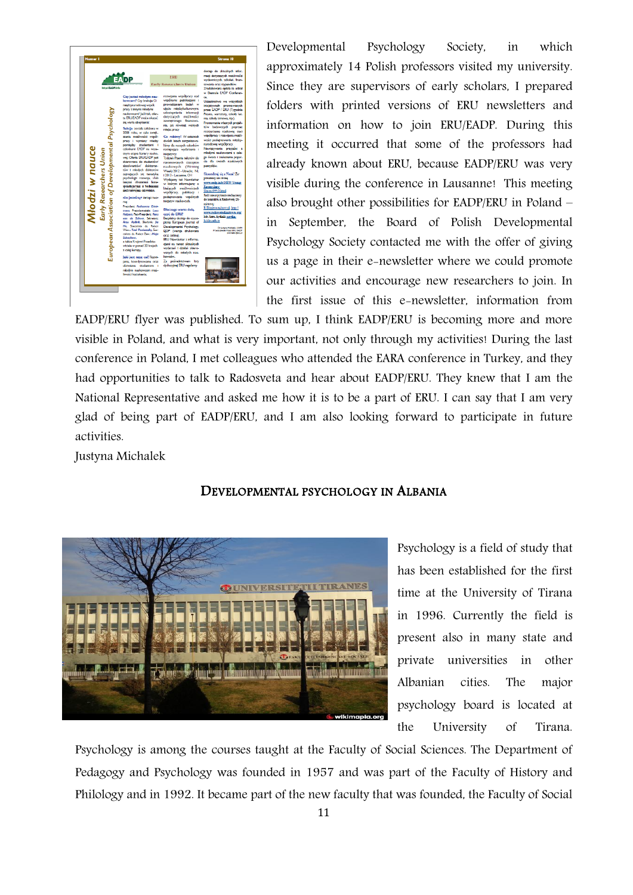Developmental Psychology Society, in which approximately 14 Polish professors visited my university. Since they are supervisors of early scholars, I prepared folders with printed versions of ERU newsletters and information on how to join ERU/EADP. During this meeting it occurred that some of the professors had already known about ERU, because EADP/ERU was very visible during the conference in Lausanne! This meeting also brought other possibilities for EADP/ERU in Poland – in September, the Board of Polish Developmental Psychology Society contacted me with the offer of giving us a page in their e-newsletter where we could promote our activities and encourage new researchers to join. In the first issue of this e-newsletter, information from EADP/ERU flyer was published. To sum up, I think EADP/ERU is becoming more and more visible in Poland, and what is very important, not only through my activities! During the last conference in Poland, I met colleagues who attended the EARA conference in Turkey, and they had opportunities to talk to Radosveta and hear about EADP/ERU. They knew that I am the National Representative and asked me how it is to be a part of ERU. I can say that I am very glad of being part of EADP/ERU, and I am also looking forward to participate in future activities.

Justyna Michalek

## Developmental Psychology in Albania

Psychology is a field of study that has been established for the first time at the University of Tirana in 1996. Currently the field is present also in many state and private universities in other Albanian cities. The major psychology board is located at the University of Tirana. Psychology is among the courses taught at the Faculty of Social Sciences. The Department of Pedagogy and Psychology was founded in 1957 and was part of the Faculty of History and Philology and in 1992. It became part of the new faculty that was founded, the Faculty of Social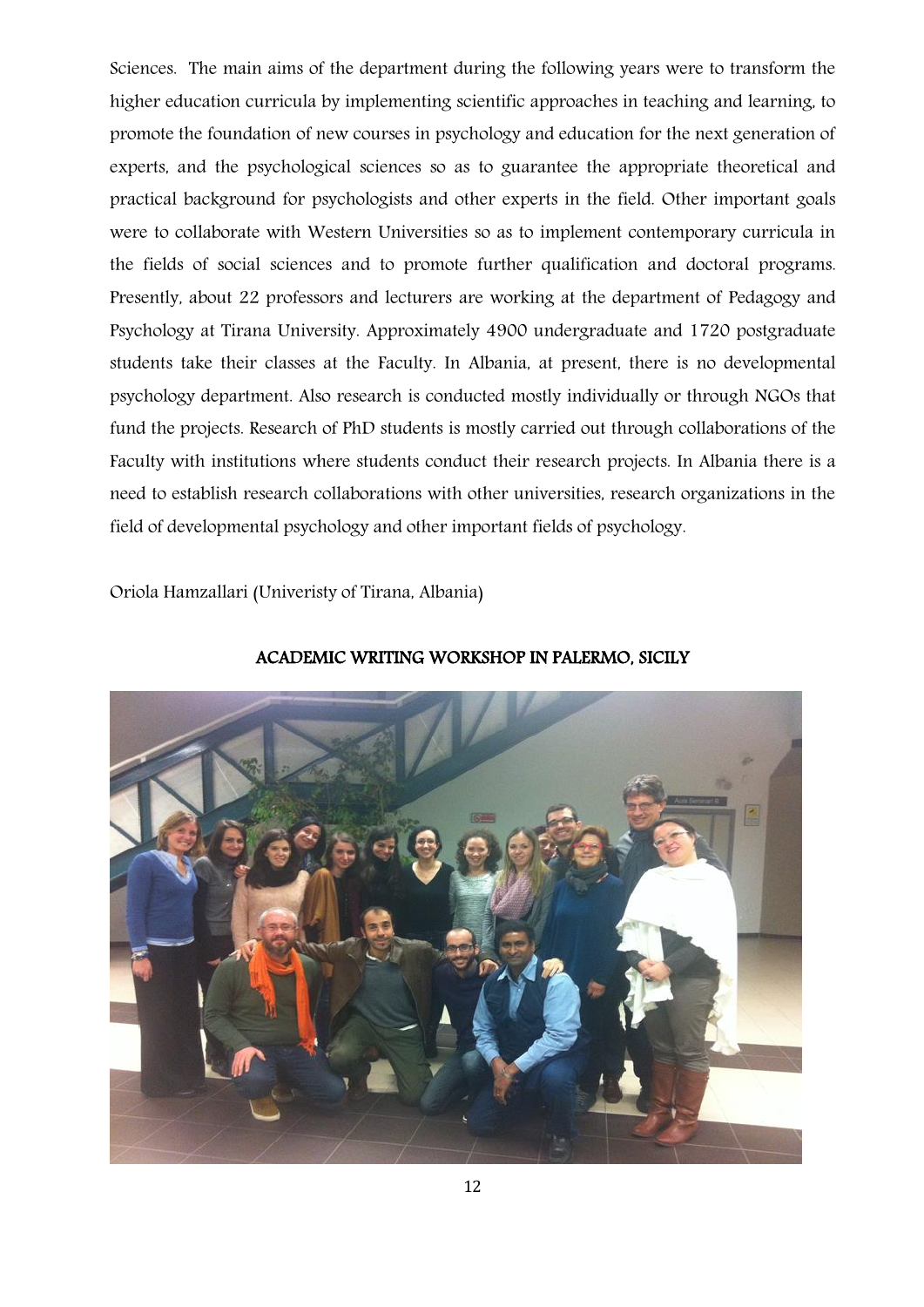Sciences. The main aims of the department during the following years were to transform the higher education curricula by implementing scientific approaches in teaching and learning, to promote the foundation of new courses in psychology and education for the next generation of experts, and the psychological sciences so as to guarantee the appropriate theoretical and practical background for psychologists and other experts in the field. Other important goals were to collaborate with Western Universities so as to implement contemporary curricula in the fields of social sciences and to promote further qualification and doctoral programs. Presently, about 22 professors and lecturers are working at the department of Pedagogy and Psychology at Tirana University. Approximately 4900 undergraduate and 1720 postgraduate students take their classes at the Faculty. In Albania, at present, there is no developmental psychology department. Also research is conducted mostly individually or through NGOs that fund the projects. Research of PhD students is mostly carried out through collaborations of the Faculty with institutions where students conduct their research projects. In Albania there is a need to establish research collaborations with other universities, research organizations in the field of developmental psychology and other important fields of psychology.

Oriola Hamzallari (Univeristy of Tirana, Albania)

## ACADEMIC WRITING WORKSHOP IN PALERMO, SICILY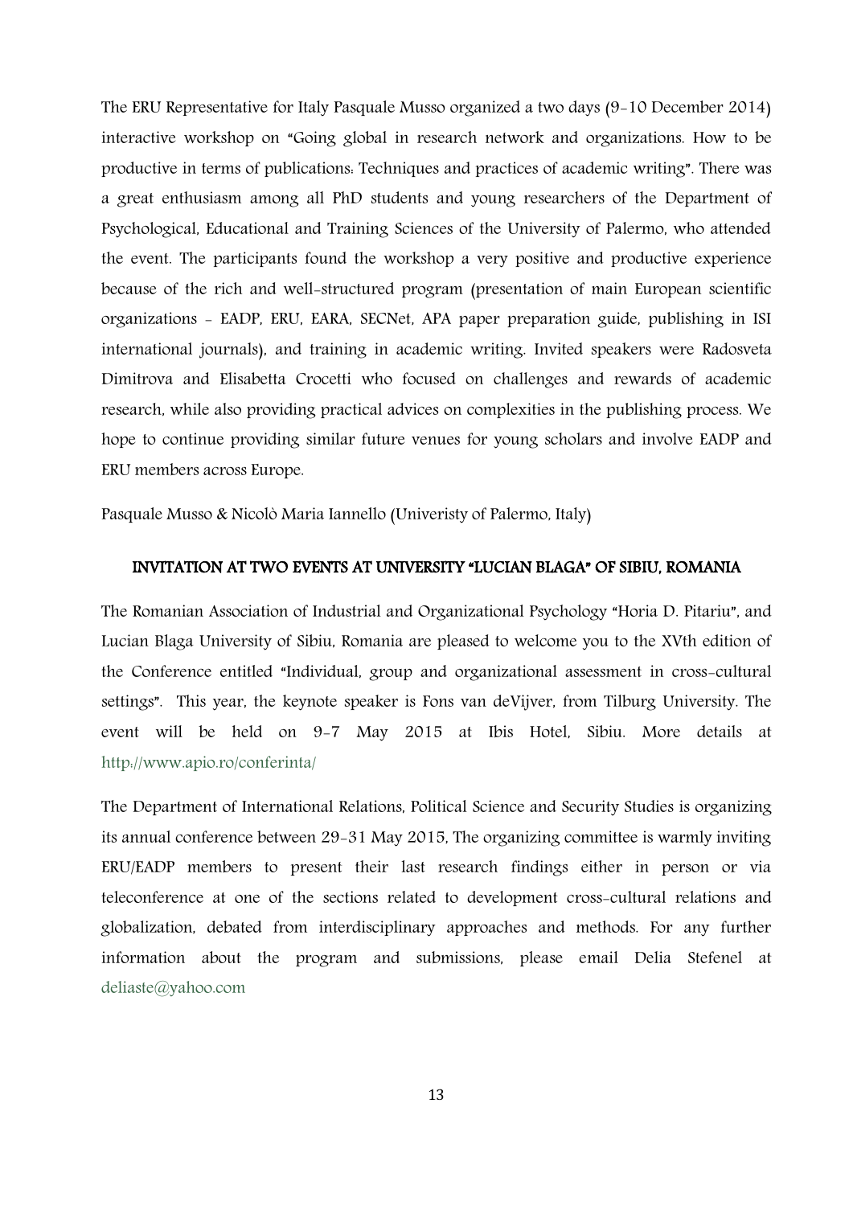The ERU Representative for Italy Pasquale Musso organized a two days (9-10 December 2014) interactive workshop on "Going global in research network and organizations. How to be productive in terms of publications: Techniques and practices of academic writing". There was a great enthusiasm among all PhD students and young researchers of the Department of Psychological, Educational and Training Sciences of the University of Palermo, who attended the event. The participants found the workshop a very positive and productive experience because of the rich and well-structured program (presentation of main European scientific organizations - EADP, ERU, EARA, SECNet, APA paper preparation guide, publishing in ISI international journals), and training in academic writing. Invited speakers were Radosveta Dimitrova and Elisabetta Crocetti who focused on challenges and rewards of academic research, while also providing practical advices on complexities in the publishing process. We hope to continue providing similar future venues for young scholars and involve EADP and ERU members across Europe.

Pasquale Musso & Nicolò Maria Iannello (Univeristy of Palermo, Italy)

## INVITATION AT TWO EVENTS AT UNIVERSITY "LUCIAN BLAGA" OF SIBIU, ROMANIA

The Romanian Association of Industrial and Organizational Psychology "Horia D. Pitariu", and Lucian Blaga University of Sibiu, Romania are pleased to welcome you to the XVth edition of the Conference entitled "Individual, group and organizational assessment in cross-cultural settings". This year, the keynote speaker is Fons van deVijver, from Tilburg University. The event will be held on 9-7 May 2015 at Ibis Hotel, Sibiu. More details at http://www.apio.ro/conferinta/

The Department of International Relations, Political Science and Security Studies is organizing its annual conference between 29-31 May 2015, The organizing committee is warmly inviting ERU/EADP members to present their last research findings either in person or via teleconference at one of the sections related to development cross-cultural relations and globalization, debated from interdisciplinary approaches and methods. For any further information about the program and submissions, please email Delia Stefenel at deliaste@yahoo.com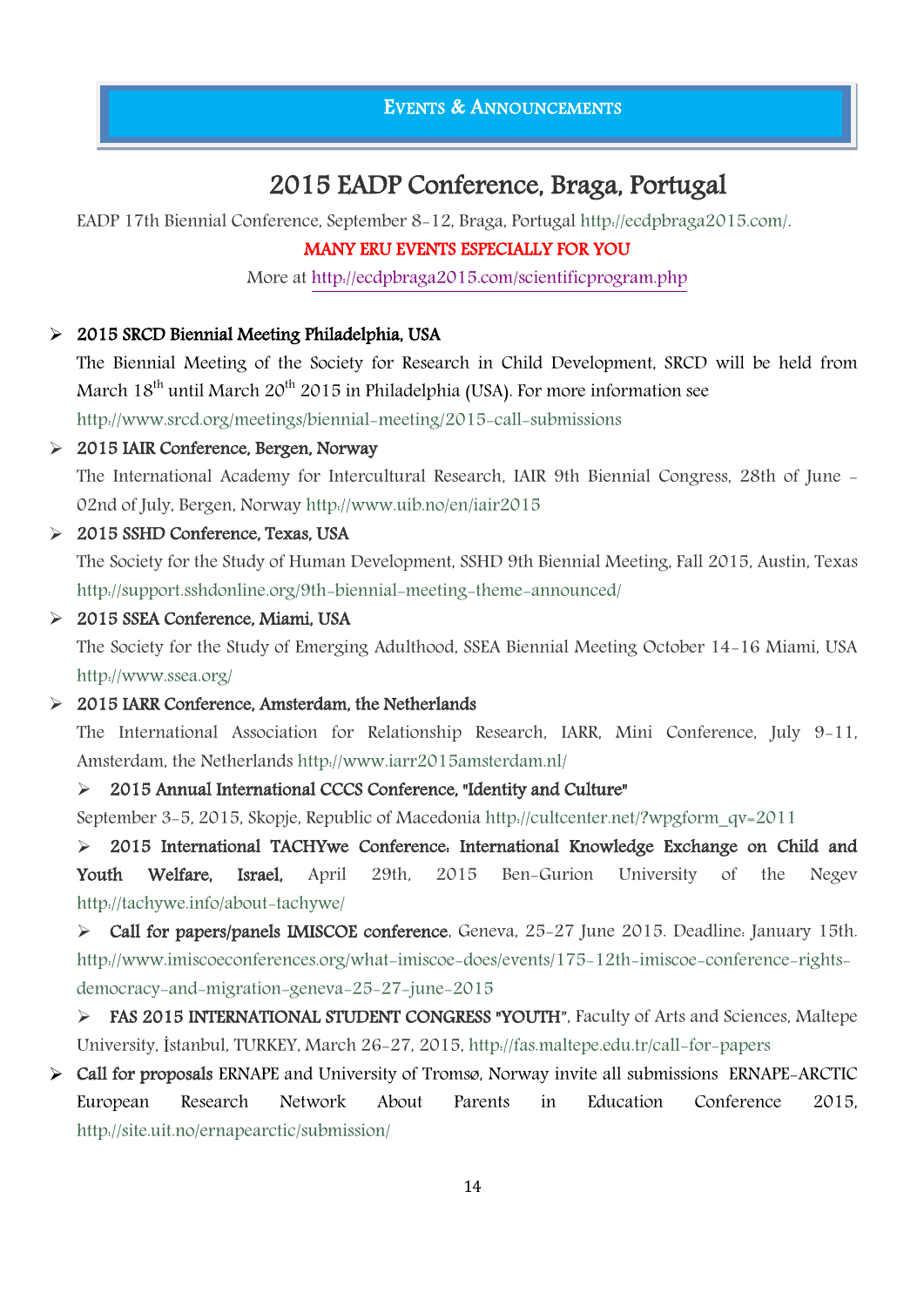## Events & Announcements

# 2015 EADP Conference, Braga, Portugal

EADP 17th Biennial Conference, September 8-12, Braga, Portugal http://ecdpbraga2015.com/.

**MANY ERU EVENTS ESPECIALLY FOR YOU**

More at http://ecdpbraga2015.com/scientificprogram.php

- **2015 SRCD Biennial Meeting Philadelphia, USA**
  The Biennial Meeting of the Society for Research in Child Development, SRCD will be held from March 18th until March 20th 2015 in Philadelphia (USA). For more information see http://www.srcd.org/meetings/biennial-meeting/2015-call-submissions
- **2015 IAIR Conference, Bergen, Norway**
  The International Academy for Intercultural Research, IAIR 9th Biennial Congress, 28th of June - 02nd of July, Bergen, Norway http://www.uib.no/en/iair2015
- **2015 SSHD Conference, Texas, USA**
  The Society for the Study of Human Development, SSHD 9th Biennial Meeting, Fall 2015, Austin, Texas http://support.sshdonline.org/9th-biennial-meeting-theme-announced/
- **2015 SSEA Conference, Miami, USA**
  The Society for the Study of Emerging Adulthood, SSEA Biennial Meeting October 14-16 Miami, USA http://www.ssea.org/
- **2015 IARR Conference, Amsterdam, the Netherlands**
  The International Association for Relationship Research, IARR, Mini Conference, July 9-11, Amsterdam, the Netherlands http://www.iarr2015amsterdam.nl/
- **2015 Annual International CCCS Conference, "Identity and Culture"**
  September 3-5, 2015, Skopje, Republic of Macedonia http://cultcenter.net/?wpgform_qv=2011
- **2015 International TACHYwe Conference: International Knowledge Exchange on Child and Youth Welfare, Israel,** April 29th, 2015 Ben-Gurion University of the Negev http://tachywe.info/about-tachywe/
- **Call for papers/panels IMISCOE conference**, Geneva, 25-27 June 2015. Deadline: January 15th. http://www.imiscoeconferences.org/what-imiscoe-does/events/175-12th-imiscoe-conference-rights-democracy-and-migration-geneva-25-27-june-2015
- **FAS 2015 INTERNATIONAL STUDENT CONGRESS "YOUTH"**, Faculty of Arts and Sciences, Maltepe University, İstanbul, TURKEY, March 26-27, 2015, http://fas.maltepe.edu.tr/call-for-papers
- **Call for proposals** ERNAPE and University of Tromsø, Norway invite all submissions ERNAPE-ARCTIC European Research Network About Parents in Education Conference 2015, http://site.uit.no/ernapearctic/submission/